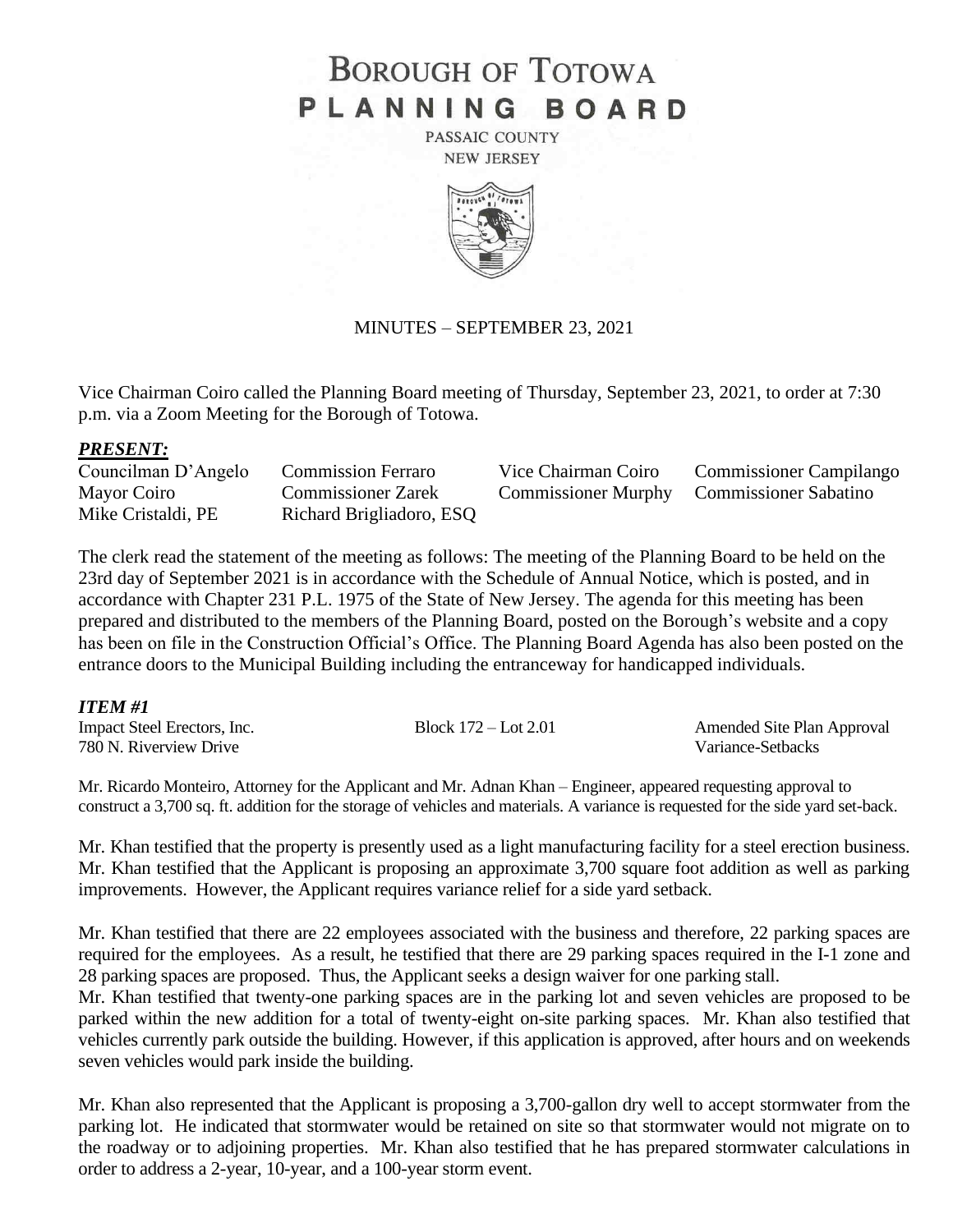# BOROUGH OF TOTOWA
# PLANNING BOARD

PASSAIC COUNTY
NEW JERSEY

MINUTES – SEPTEMBER 23, 2021

Vice Chairman Coiro called the Planning Board meeting of Thursday, September 23, 2021, to order at 7:30 p.m. via a Zoom Meeting for the Borough of Totowa.

***PRESENT:***

| | | | |
|---|---|---|---|
| Councilman D'Angelo | Commission Ferraro | Vice Chairman Coiro | Commissioner Campilango |
| Mayor Coiro | Commissioner Zarek | Commissioner Murphy | Commissioner Sabatino |
| Mike Cristaldi, PE | Richard Brigliadoro, ESQ | | |

The clerk read the statement of the meeting as follows: The meeting of the Planning Board to be held on the 23rd day of September 2021 is in accordance with the Schedule of Annual Notice, which is posted, and in accordance with Chapter 231 P.L. 1975 of the State of New Jersey. The agenda for this meeting has been prepared and distributed to the members of the Planning Board, posted on the Borough's website and a copy has been on file in the Construction Official's Office. The Planning Board Agenda has also been posted on the entrance doors to the Municipal Building including the entranceway for handicapped individuals.

***ITEM #1***

Impact Steel Erectors, Inc. — Block 172 – Lot 2.01 — Amended Site Plan Approval
780 N. Riverview Drive — Variance-Setbacks

Mr. Ricardo Monteiro, Attorney for the Applicant and Mr. Adnan Khan – Engineer, appeared requesting approval to construct a 3,700 sq. ft. addition for the storage of vehicles and materials. A variance is requested for the side yard set-back.

Mr. Khan testified that the property is presently used as a light manufacturing facility for a steel erection business. Mr. Khan testified that the Applicant is proposing an approximate 3,700 square foot addition as well as parking improvements. However, the Applicant requires variance relief for a side yard setback.

Mr. Khan testified that there are 22 employees associated with the business and therefore, 22 parking spaces are required for the employees. As a result, he testified that there are 29 parking spaces required in the I-1 zone and 28 parking spaces are proposed. Thus, the Applicant seeks a design waiver for one parking stall.

Mr. Khan testified that twenty-one parking spaces are in the parking lot and seven vehicles are proposed to be parked within the new addition for a total of twenty-eight on-site parking spaces. Mr. Khan also testified that vehicles currently park outside the building. However, if this application is approved, after hours and on weekends seven vehicles would park inside the building.

Mr. Khan also represented that the Applicant is proposing a 3,700-gallon dry well to accept stormwater from the parking lot. He indicated that stormwater would be retained on site so that stormwater would not migrate on to the roadway or to adjoining properties. Mr. Khan also testified that he has prepared stormwater calculations in order to address a 2-year, 10-year, and a 100-year storm event.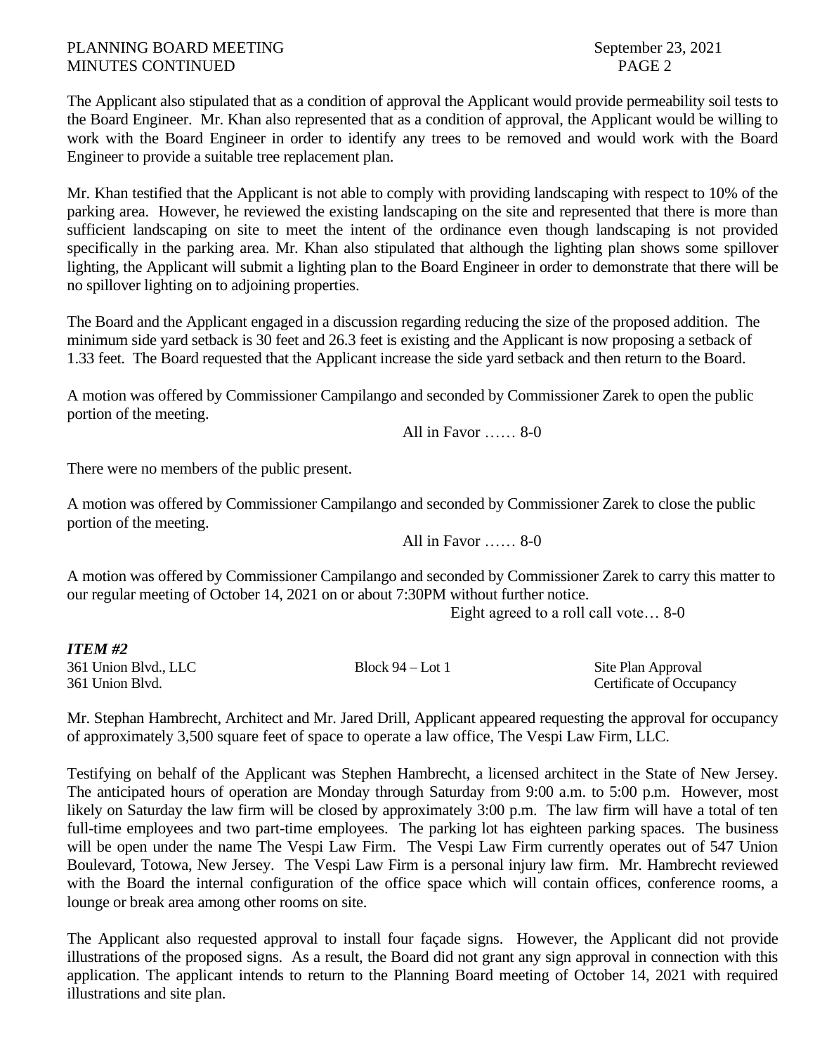The Applicant also stipulated that as a condition of approval the Applicant would provide permeability soil tests to the Board Engineer. Mr. Khan also represented that as a condition of approval, the Applicant would be willing to work with the Board Engineer in order to identify any trees to be removed and would work with the Board Engineer to provide a suitable tree replacement plan.

Mr. Khan testified that the Applicant is not able to comply with providing landscaping with respect to 10% of the parking area. However, he reviewed the existing landscaping on the site and represented that there is more than sufficient landscaping on site to meet the intent of the ordinance even though landscaping is not provided specifically in the parking area. Mr. Khan also stipulated that although the lighting plan shows some spillover lighting, the Applicant will submit a lighting plan to the Board Engineer in order to demonstrate that there will be no spillover lighting on to adjoining properties.

The Board and the Applicant engaged in a discussion regarding reducing the size of the proposed addition. The minimum side yard setback is 30 feet and 26.3 feet is existing and the Applicant is now proposing a setback of 1.33 feet. The Board requested that the Applicant increase the side yard setback and then return to the Board.

A motion was offered by Commissioner Campilango and seconded by Commissioner Zarek to open the public portion of the meeting.

All in Favor …… 8-0

There were no members of the public present.

A motion was offered by Commissioner Campilango and seconded by Commissioner Zarek to close the public portion of the meeting.

All in Favor …… 8-0

A motion was offered by Commissioner Campilango and seconded by Commissioner Zarek to carry this matter to our regular meeting of October 14, 2021 on or about 7:30PM without further notice.

Eight agreed to a roll call vote… 8-0

***ITEM #2***

| | | |
|---|---|---|
| 361 Union Blvd., LLC | Block 94 – Lot 1 | Site Plan Approval |
| 361 Union Blvd. | | Certificate of Occupancy |

Mr. Stephan Hambrecht, Architect and Mr. Jared Drill, Applicant appeared requesting the approval for occupancy of approximately 3,500 square feet of space to operate a law office, The Vespi Law Firm, LLC.

Testifying on behalf of the Applicant was Stephen Hambrecht, a licensed architect in the State of New Jersey. The anticipated hours of operation are Monday through Saturday from 9:00 a.m. to 5:00 p.m. However, most likely on Saturday the law firm will be closed by approximately 3:00 p.m. The law firm will have a total of ten full-time employees and two part-time employees. The parking lot has eighteen parking spaces. The business will be open under the name The Vespi Law Firm. The Vespi Law Firm currently operates out of 547 Union Boulevard, Totowa, New Jersey. The Vespi Law Firm is a personal injury law firm. Mr. Hambrecht reviewed with the Board the internal configuration of the office space which will contain offices, conference rooms, a lounge or break area among other rooms on site.

The Applicant also requested approval to install four façade signs. However, the Applicant did not provide illustrations of the proposed signs. As a result, the Board did not grant any sign approval in connection with this application. The applicant intends to return to the Planning Board meeting of October 14, 2021 with required illustrations and site plan.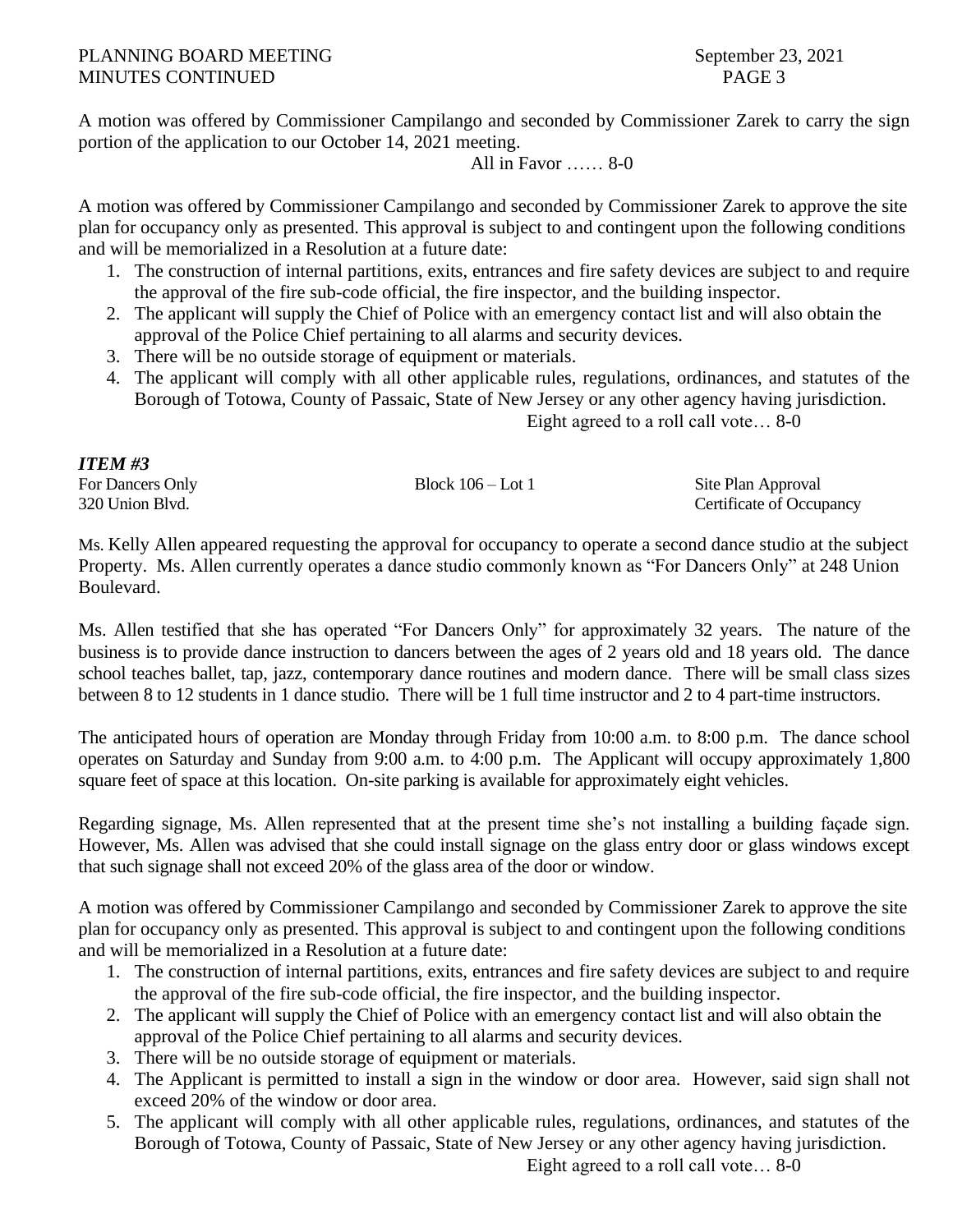A motion was offered by Commissioner Campilango and seconded by Commissioner Zarek to carry the sign portion of the application to our October 14, 2021 meeting.

All in Favor …… 8-0

A motion was offered by Commissioner Campilango and seconded by Commissioner Zarek to approve the site plan for occupancy only as presented. This approval is subject to and contingent upon the following conditions and will be memorialized in a Resolution at a future date:

1. The construction of internal partitions, exits, entrances and fire safety devices are subject to and require the approval of the fire sub-code official, the fire inspector, and the building inspector.
2. The applicant will supply the Chief of Police with an emergency contact list and will also obtain the approval of the Police Chief pertaining to all alarms and security devices.
3. There will be no outside storage of equipment or materials.
4. The applicant will comply with all other applicable rules, regulations, ordinances, and statutes of the Borough of Totowa, County of Passaic, State of New Jersey or any other agency having jurisdiction.

Eight agreed to a roll call vote… 8-0

***ITEM #3***

| | | |
|---|---|---|
| For Dancers Only | Block 106 – Lot 1 | Site Plan Approval |
| 320 Union Blvd. | | Certificate of Occupancy |

Ms. Kelly Allen appeared requesting the approval for occupancy to operate a second dance studio at the subject Property. Ms. Allen currently operates a dance studio commonly known as "For Dancers Only" at 248 Union Boulevard.

Ms. Allen testified that she has operated "For Dancers Only" for approximately 32 years. The nature of the business is to provide dance instruction to dancers between the ages of 2 years old and 18 years old. The dance school teaches ballet, tap, jazz, contemporary dance routines and modern dance. There will be small class sizes between 8 to 12 students in 1 dance studio. There will be 1 full time instructor and 2 to 4 part-time instructors.

The anticipated hours of operation are Monday through Friday from 10:00 a.m. to 8:00 p.m. The dance school operates on Saturday and Sunday from 9:00 a.m. to 4:00 p.m. The Applicant will occupy approximately 1,800 square feet of space at this location. On-site parking is available for approximately eight vehicles.

Regarding signage, Ms. Allen represented that at the present time she's not installing a building façade sign. However, Ms. Allen was advised that she could install signage on the glass entry door or glass windows except that such signage shall not exceed 20% of the glass area of the door or window.

A motion was offered by Commissioner Campilango and seconded by Commissioner Zarek to approve the site plan for occupancy only as presented. This approval is subject to and contingent upon the following conditions and will be memorialized in a Resolution at a future date:

1. The construction of internal partitions, exits, entrances and fire safety devices are subject to and require the approval of the fire sub-code official, the fire inspector, and the building inspector.
2. The applicant will supply the Chief of Police with an emergency contact list and will also obtain the approval of the Police Chief pertaining to all alarms and security devices.
3. There will be no outside storage of equipment or materials.
4. The Applicant is permitted to install a sign in the window or door area. However, said sign shall not exceed 20% of the window or door area.
5. The applicant will comply with all other applicable rules, regulations, ordinances, and statutes of the Borough of Totowa, County of Passaic, State of New Jersey or any other agency having jurisdiction.

Eight agreed to a roll call vote… 8-0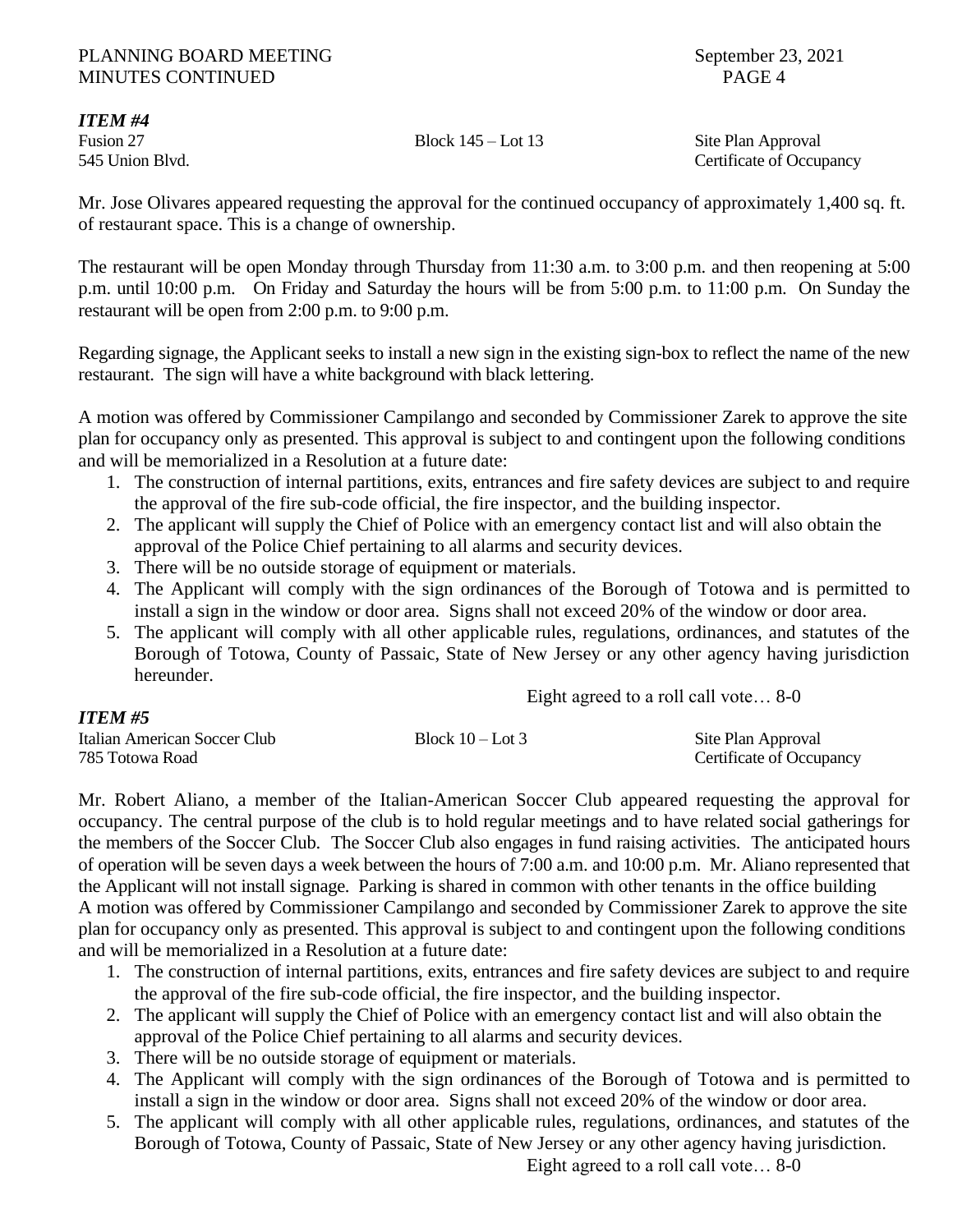### *ITEM #4*

| | | |
|---|---|---|
| Fusion 27 | Block 145 – Lot 13 | Site Plan Approval |
| 545 Union Blvd. | | Certificate of Occupancy |

Mr. Jose Olivares appeared requesting the approval for the continued occupancy of approximately 1,400 sq. ft. of restaurant space. This is a change of ownership.

The restaurant will be open Monday through Thursday from 11:30 a.m. to 3:00 p.m. and then reopening at 5:00 p.m. until 10:00 p.m. On Friday and Saturday the hours will be from 5:00 p.m. to 11:00 p.m. On Sunday the restaurant will be open from 2:00 p.m. to 9:00 p.m.

Regarding signage, the Applicant seeks to install a new sign in the existing sign-box to reflect the name of the new restaurant. The sign will have a white background with black lettering.

A motion was offered by Commissioner Campilango and seconded by Commissioner Zarek to approve the site plan for occupancy only as presented. This approval is subject to and contingent upon the following conditions and will be memorialized in a Resolution at a future date:

1. The construction of internal partitions, exits, entrances and fire safety devices are subject to and require the approval of the fire sub-code official, the fire inspector, and the building inspector.
2. The applicant will supply the Chief of Police with an emergency contact list and will also obtain the approval of the Police Chief pertaining to all alarms and security devices.
3. There will be no outside storage of equipment or materials.
4. The Applicant will comply with the sign ordinances of the Borough of Totowa and is permitted to install a sign in the window or door area. Signs shall not exceed 20% of the window or door area.
5. The applicant will comply with all other applicable rules, regulations, ordinances, and statutes of the Borough of Totowa, County of Passaic, State of New Jersey or any other agency having jurisdiction hereunder.

Eight agreed to a roll call vote… 8-0

### *ITEM #5*

| | | |
|---|---|---|
| Italian American Soccer Club | Block 10 – Lot 3 | Site Plan Approval |
| 785 Totowa Road | | Certificate of Occupancy |

Mr. Robert Aliano, a member of the Italian-American Soccer Club appeared requesting the approval for occupancy. The central purpose of the club is to hold regular meetings and to have related social gatherings for the members of the Soccer Club. The Soccer Club also engages in fund raising activities. The anticipated hours of operation will be seven days a week between the hours of 7:00 a.m. and 10:00 p.m. Mr. Aliano represented that the Applicant will not install signage. Parking is shared in common with other tenants in the office building

A motion was offered by Commissioner Campilango and seconded by Commissioner Zarek to approve the site plan for occupancy only as presented. This approval is subject to and contingent upon the following conditions and will be memorialized in a Resolution at a future date:

1. The construction of internal partitions, exits, entrances and fire safety devices are subject to and require the approval of the fire sub-code official, the fire inspector, and the building inspector.
2. The applicant will supply the Chief of Police with an emergency contact list and will also obtain the approval of the Police Chief pertaining to all alarms and security devices.
3. There will be no outside storage of equipment or materials.
4. The Applicant will comply with the sign ordinances of the Borough of Totowa and is permitted to install a sign in the window or door area. Signs shall not exceed 20% of the window or door area.
5. The applicant will comply with all other applicable rules, regulations, ordinances, and statutes of the Borough of Totowa, County of Passaic, State of New Jersey or any other agency having jurisdiction.

Eight agreed to a roll call vote… 8-0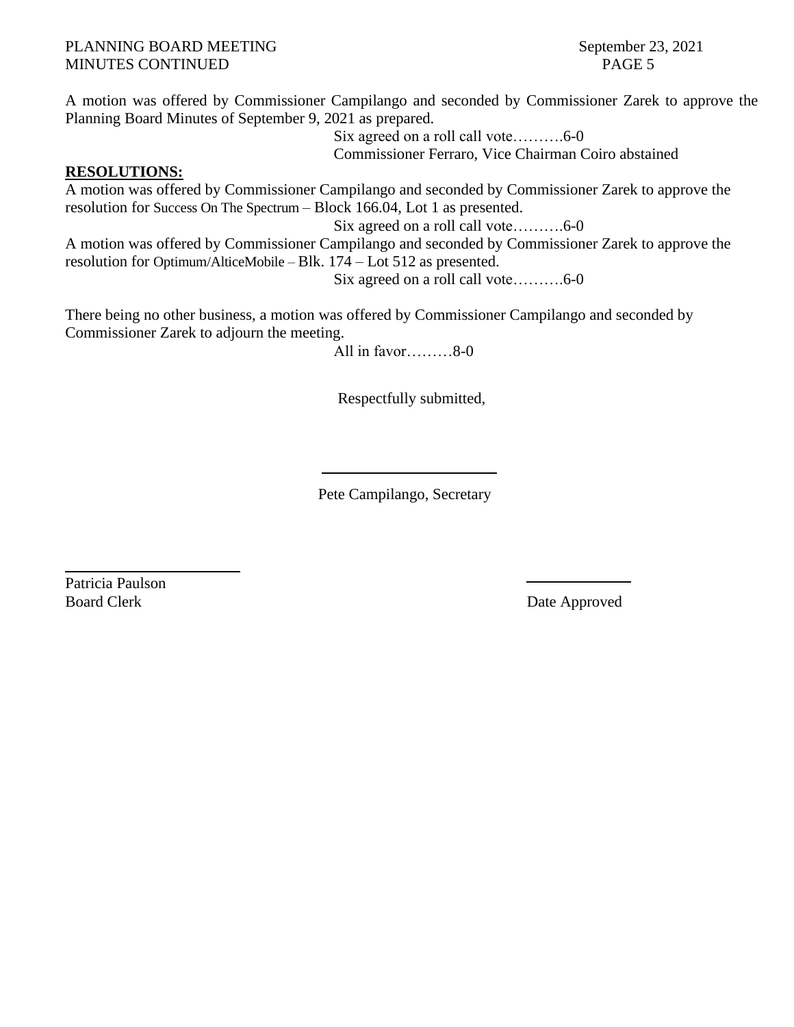A motion was offered by Commissioner Campilango and seconded by Commissioner Zarek to approve the Planning Board Minutes of September 9, 2021 as prepared.

Six agreed on a roll call vote……….6-0
Commissioner Ferraro, Vice Chairman Coiro abstained

**RESOLUTIONS:**

A motion was offered by Commissioner Campilango and seconded by Commissioner Zarek to approve the resolution for Success On The Spectrum – Block 166.04, Lot 1 as presented.

Six agreed on a roll call vote……….6-0

A motion was offered by Commissioner Campilango and seconded by Commissioner Zarek to approve the resolution for Optimum/AlticeMobile – Blk. 174 – Lot 512 as presented.

Six agreed on a roll call vote……….6-0

There being no other business, a motion was offered by Commissioner Campilango and seconded by Commissioner Zarek to adjourn the meeting.

All in favor………8-0

Respectfully submitted,

\_\_\_\_\_\_\_\_\_\_\_\_\_\_\_\_\_\_\_\_\_\_\_\_

Pete Campilango, Secretary

\_\_\_\_\_\_\_\_\_\_\_\_\_\_\_\_\_\_\_\_\_\_\_\_

Patricia Paulson
Board Clerk

\_\_\_\_\_\_\_\_\_\_\_\_\_\_

Date Approved